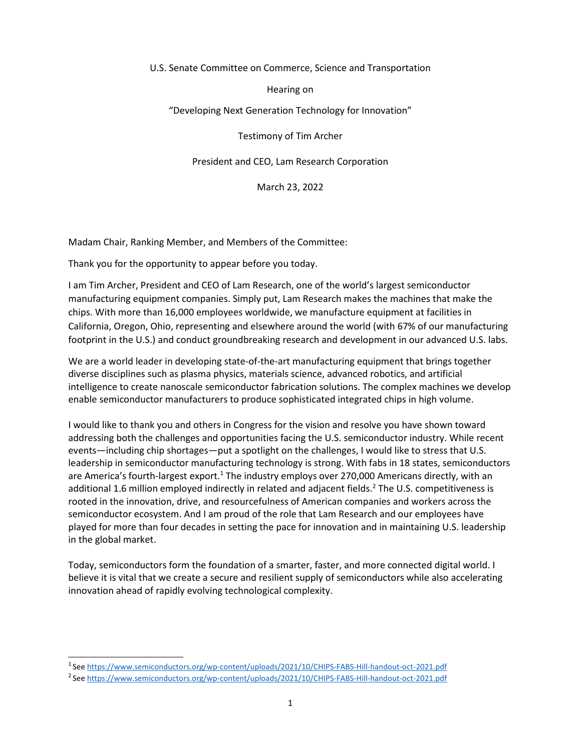U.S. Senate Committee on Commerce, Science and Transportation

Hearing on

"Developing Next Generation Technology for Innovation"

Testimony of Tim Archer

President and CEO, Lam Research Corporation

March 23, 2022

Madam Chair, Ranking Member, and Members of the Committee:

Thank you for the opportunity to appear before you today.

I am Tim Archer, President and CEO of Lam Research, one of the world's largest semiconductor manufacturing equipment companies. Simply put, Lam Research makes the machines that make the chips. With more than 16,000 employees worldwide, we manufacture equipment at facilities in California, Oregon, Ohio, representing and elsewhere around the world (with 67% of our manufacturing footprint in the U.S.) and conduct groundbreaking research and development in our advanced U.S. labs.

We are a world leader in developing state-of-the-art manufacturing equipment that brings together diverse disciplines such as plasma physics, materials science, advanced robotics, and artificial intelligence to create nanoscale semiconductor fabrication solutions. The complex machines we develop enable semiconductor manufacturers to produce sophisticated integrated chips in high volume.

I would like to thank you and others in Congress for the vision and resolve you have shown toward addressing both the challenges and opportunities facing the U.S. semiconductor industry. While recent events—including chip shortages—put a spotlight on the challenges, I would like to stress that U.S. leadership in semiconductor manufacturing technology is strong. With fabs in 18 states, semiconductors are America's fourth-largest export.[1] The industry employs over 270,000 Americans directly, with an additional 1.6 million employed indirectly in related and adjacent fields.[2] The U.S. competitiveness is rooted in the innovation, drive, and resourcefulness of American companies and workers across the semiconductor ecosystem. And I am proud of the role that Lam Research and our employees have played for more than four decades in setting the pace for innovation and in maintaining U.S. leadership in the global market.

Today, semiconductors form the foundation of a smarter, faster, and more connected digital world. I believe it is vital that we create a secure and resilient supply of semiconductors while also accelerating innovation ahead of rapidly evolving technological complexity.

---

[1] See https://www.semiconductors.org/wp-content/uploads/2021/10/CHIPS-FABS-Hill-handout-oct-2021.pdf

[2] See https://www.semiconductors.org/wp-content/uploads/2021/10/CHIPS-FABS-Hill-handout-oct-2021.pdf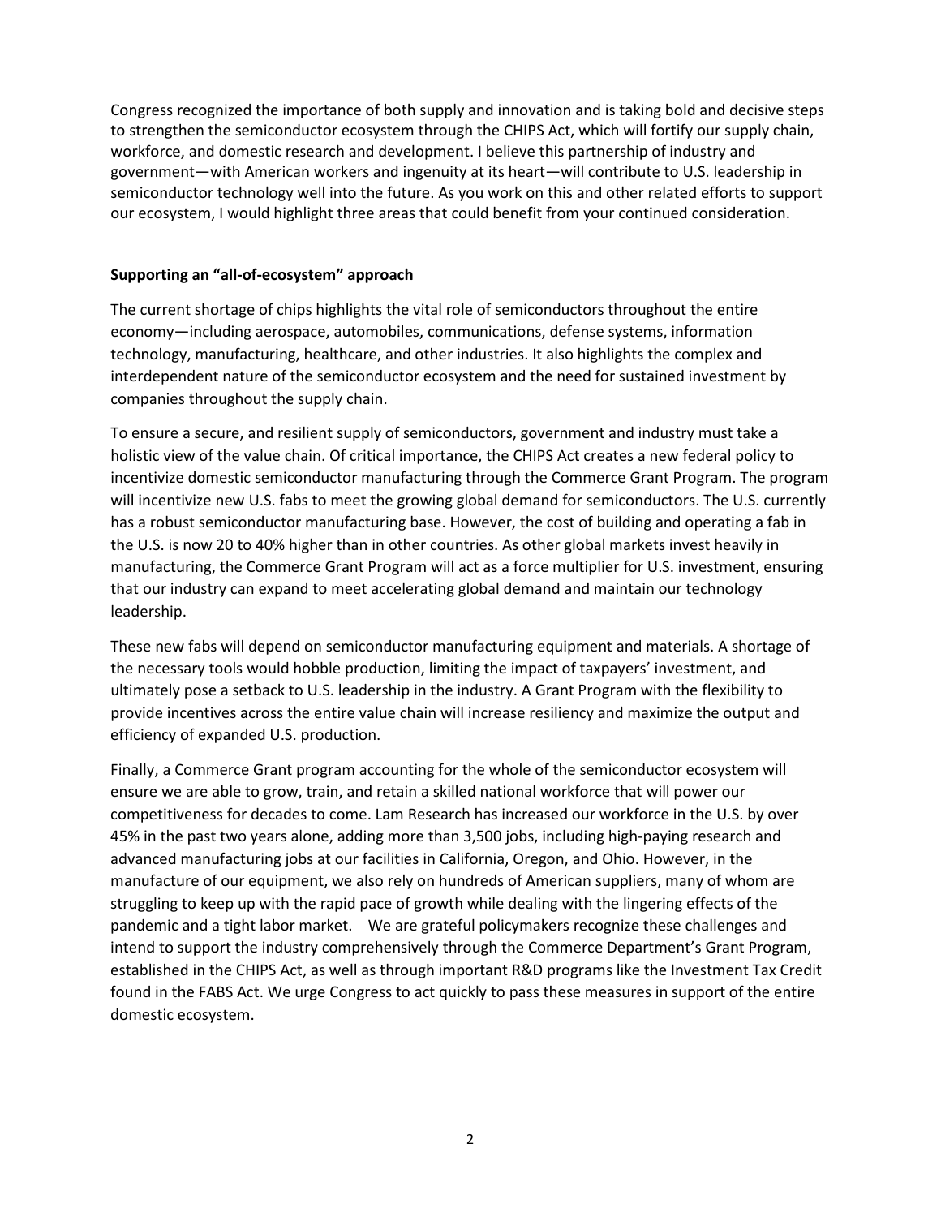Congress recognized the importance of both supply and innovation and is taking bold and decisive steps to strengthen the semiconductor ecosystem through the CHIPS Act, which will fortify our supply chain, workforce, and domestic research and development. I believe this partnership of industry and government—with American workers and ingenuity at its heart—will contribute to U.S. leadership in semiconductor technology well into the future. As you work on this and other related efforts to support our ecosystem, I would highlight three areas that could benefit from your continued consideration.

**Supporting an "all-of-ecosystem" approach**

The current shortage of chips highlights the vital role of semiconductors throughout the entire economy—including aerospace, automobiles, communications, defense systems, information technology, manufacturing, healthcare, and other industries. It also highlights the complex and interdependent nature of the semiconductor ecosystem and the need for sustained investment by companies throughout the supply chain.

To ensure a secure, and resilient supply of semiconductors, government and industry must take a holistic view of the value chain. Of critical importance, the CHIPS Act creates a new federal policy to incentivize domestic semiconductor manufacturing through the Commerce Grant Program. The program will incentivize new U.S. fabs to meet the growing global demand for semiconductors. The U.S. currently has a robust semiconductor manufacturing base. However, the cost of building and operating a fab in the U.S. is now 20 to 40% higher than in other countries. As other global markets invest heavily in manufacturing, the Commerce Grant Program will act as a force multiplier for U.S. investment, ensuring that our industry can expand to meet accelerating global demand and maintain our technology leadership.

These new fabs will depend on semiconductor manufacturing equipment and materials. A shortage of the necessary tools would hobble production, limiting the impact of taxpayers' investment, and ultimately pose a setback to U.S. leadership in the industry. A Grant Program with the flexibility to provide incentives across the entire value chain will increase resiliency and maximize the output and efficiency of expanded U.S. production.

Finally, a Commerce Grant program accounting for the whole of the semiconductor ecosystem will ensure we are able to grow, train, and retain a skilled national workforce that will power our competitiveness for decades to come. Lam Research has increased our workforce in the U.S. by over 45% in the past two years alone, adding more than 3,500 jobs, including high-paying research and advanced manufacturing jobs at our facilities in California, Oregon, and Ohio. However, in the manufacture of our equipment, we also rely on hundreds of American suppliers, many of whom are struggling to keep up with the rapid pace of growth while dealing with the lingering effects of the pandemic and a tight labor market. We are grateful policymakers recognize these challenges and intend to support the industry comprehensively through the Commerce Department's Grant Program, established in the CHIPS Act, as well as through important R&D programs like the Investment Tax Credit found in the FABS Act. We urge Congress to act quickly to pass these measures in support of the entire domestic ecosystem.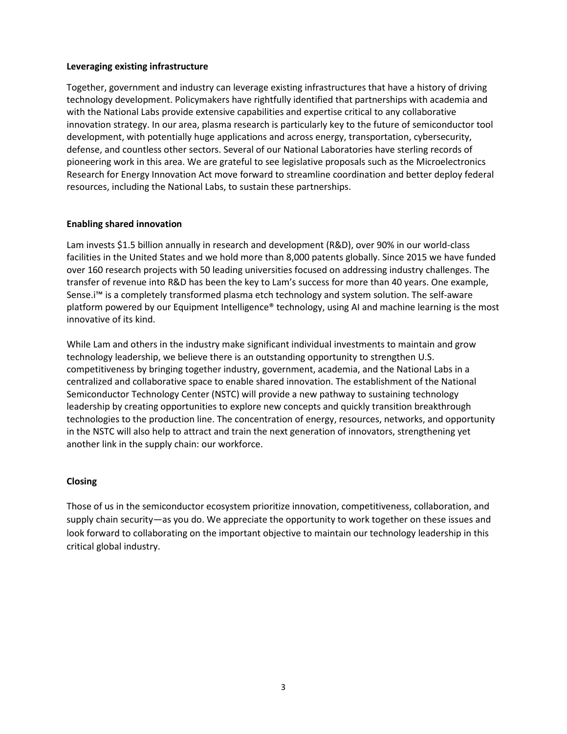**Leveraging existing infrastructure**

Together, government and industry can leverage existing infrastructures that have a history of driving technology development. Policymakers have rightfully identified that partnerships with academia and with the National Labs provide extensive capabilities and expertise critical to any collaborative innovation strategy. In our area, plasma research is particularly key to the future of semiconductor tool development, with potentially huge applications and across energy, transportation, cybersecurity, defense, and countless other sectors. Several of our National Laboratories have sterling records of pioneering work in this area. We are grateful to see legislative proposals such as the Microelectronics Research for Energy Innovation Act move forward to streamline coordination and better deploy federal resources, including the National Labs, to sustain these partnerships.

**Enabling shared innovation**

Lam invests $1.5 billion annually in research and development (R&D), over 90% in our world-class facilities in the United States and we hold more than 8,000 patents globally. Since 2015 we have funded over 160 research projects with 50 leading universities focused on addressing industry challenges. The transfer of revenue into R&D has been the key to Lam's success for more than 40 years. One example, Sense.i™ is a completely transformed plasma etch technology and system solution. The self-aware platform powered by our Equipment Intelligence® technology, using AI and machine learning is the most innovative of its kind.

While Lam and others in the industry make significant individual investments to maintain and grow technology leadership, we believe there is an outstanding opportunity to strengthen U.S. competitiveness by bringing together industry, government, academia, and the National Labs in a centralized and collaborative space to enable shared innovation. The establishment of the National Semiconductor Technology Center (NSTC) will provide a new pathway to sustaining technology leadership by creating opportunities to explore new concepts and quickly transition breakthrough technologies to the production line. The concentration of energy, resources, networks, and opportunity in the NSTC will also help to attract and train the next generation of innovators, strengthening yet another link in the supply chain: our workforce.

**Closing**

Those of us in the semiconductor ecosystem prioritize innovation, competitiveness, collaboration, and supply chain security—as you do. We appreciate the opportunity to work together on these issues and look forward to collaborating on the important objective to maintain our technology leadership in this critical global industry.